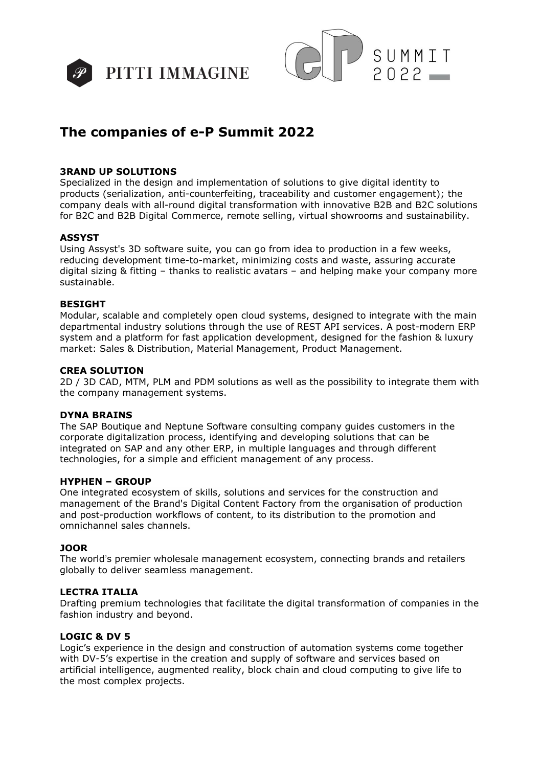PITTI IMMAGINE

e-P SUMMIT 2022

# The companies of e-P Summit 2022

**3RAND UP SOLUTIONS**
Specialized in the design and implementation of solutions to give digital identity to products (serialization, anti-counterfeiting, traceability and customer engagement); the company deals with all-round digital transformation with innovative B2B and B2C solutions for B2C and B2B Digital Commerce, remote selling, virtual showrooms and sustainability.

**ASSYST**
Using Assyst's 3D software suite, you can go from idea to production in a few weeks, reducing development time-to-market, minimizing costs and waste, assuring accurate digital sizing & fitting – thanks to realistic avatars – and helping make your company more sustainable.

**BESIGHT**
Modular, scalable and completely open cloud systems, designed to integrate with the main departmental industry solutions through the use of REST API services. A post-modern ERP system and a platform for fast application development, designed for the fashion & luxury market: Sales & Distribution, Material Management, Product Management.

**CREA SOLUTION**
2D / 3D CAD, MTM, PLM and PDM solutions as well as the possibility to integrate them with the company management systems.

**DYNA BRAINS**
The SAP Boutique and Neptune Software consulting company guides customers in the corporate digitalization process, identifying and developing solutions that can be integrated on SAP and any other ERP, in multiple languages and through different technologies, for a simple and efficient management of any process.

**HYPHEN – GROUP**
One integrated ecosystem of skills, solutions and services for the construction and management of the Brand's Digital Content Factory from the organisation of production and post-production workflows of content, to its distribution to the promotion and omnichannel sales channels.

**JOOR**
The world's premier wholesale management ecosystem, connecting brands and retailers globally to deliver seamless management.

**LECTRA ITALIA**
Drafting premium technologies that facilitate the digital transformation of companies in the fashion industry and beyond.

**LOGIC & DV 5**
Logic's experience in the design and construction of automation systems come together with DV-5's expertise in the creation and supply of software and services based on artificial intelligence, augmented reality, block chain and cloud computing to give life to the most complex projects.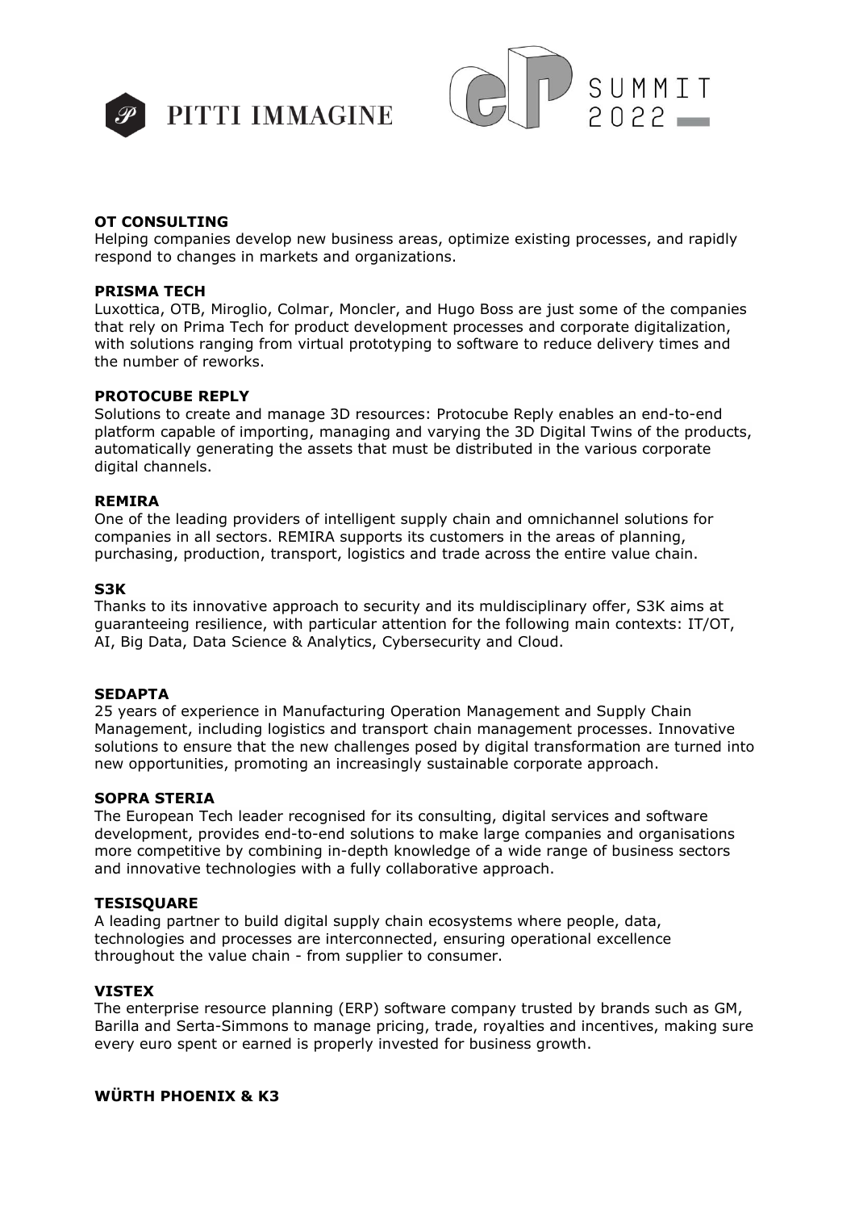**OT CONSULTING**
Helping companies develop new business areas, optimize existing processes, and rapidly respond to changes in markets and organizations.

**PRISMA TECH**
Luxottica, OTB, Miroglio, Colmar, Moncler, and Hugo Boss are just some of the companies that rely on Prima Tech for product development processes and corporate digitalization, with solutions ranging from virtual prototyping to software to reduce delivery times and the number of reworks.

**PROTOCUBE REPLY**
Solutions to create and manage 3D resources: Protocube Reply enables an end-to-end platform capable of importing, managing and varying the 3D Digital Twins of the products, automatically generating the assets that must be distributed in the various corporate digital channels.

**REMIRA**
One of the leading providers of intelligent supply chain and omnichannel solutions for companies in all sectors. REMIRA supports its customers in the areas of planning, purchasing, production, transport, logistics and trade across the entire value chain.

**S3K**
Thanks to its innovative approach to security and its muldisciplinary offer, S3K aims at guaranteeing resilience, with particular attention for the following main contexts: IT/OT, AI, Big Data, Data Science & Analytics, Cybersecurity and Cloud.

**SEDAPTA**
25 years of experience in Manufacturing Operation Management and Supply Chain Management, including logistics and transport chain management processes. Innovative solutions to ensure that the new challenges posed by digital transformation are turned into new opportunities, promoting an increasingly sustainable corporate approach.

**SOPRA STERIA**
The European Tech leader recognised for its consulting, digital services and software development, provides end-to-end solutions to make large companies and organisations more competitive by combining in-depth knowledge of a wide range of business sectors and innovative technologies with a fully collaborative approach.

**TESISQUARE**
A leading partner to build digital supply chain ecosystems where people, data, technologies and processes are interconnected, ensuring operational excellence throughout the value chain - from supplier to consumer.

**VISTEX**
The enterprise resource planning (ERP) software company trusted by brands such as GM, Barilla and Serta-Simmons to manage pricing, trade, royalties and incentives, making sure every euro spent or earned is properly invested for business growth.

**WÜRTH PHOENIX & K3**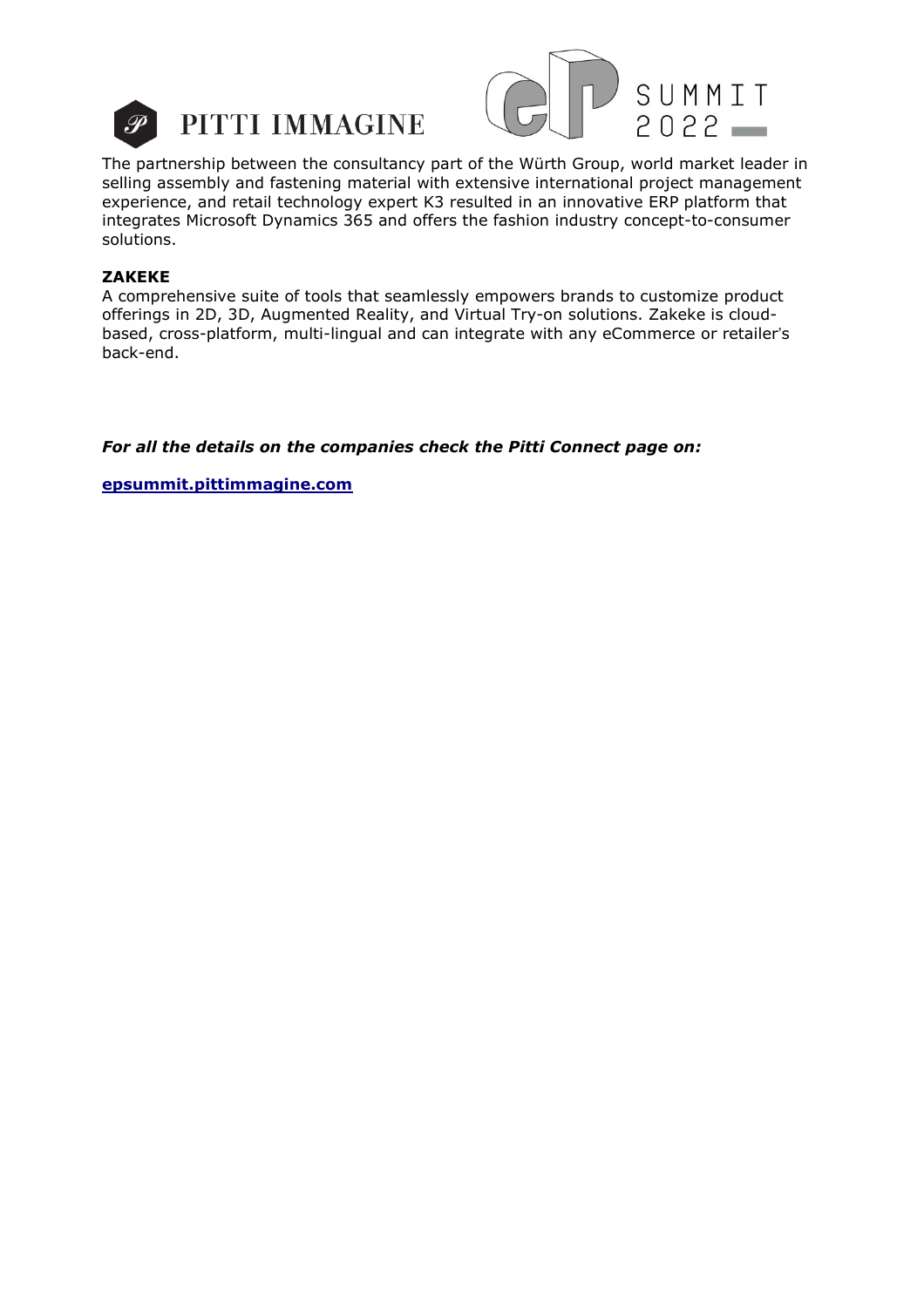The partnership between the consultancy part of the Würth Group, world market leader in selling assembly and fastening material with extensive international project management experience, and retail technology expert K3 resulted in an innovative ERP platform that integrates Microsoft Dynamics 365 and offers the fashion industry concept-to-consumer solutions.

**ZAKEKE**

A comprehensive suite of tools that seamlessly empowers brands to customize product offerings in 2D, 3D, Augmented Reality, and Virtual Try-on solutions. Zakeke is cloud-based, cross-platform, multi-lingual and can integrate with any eCommerce or retailer's back-end.

***For all the details on the companies check the Pitti Connect page on:***

**epsummit.pittimmagine.com**